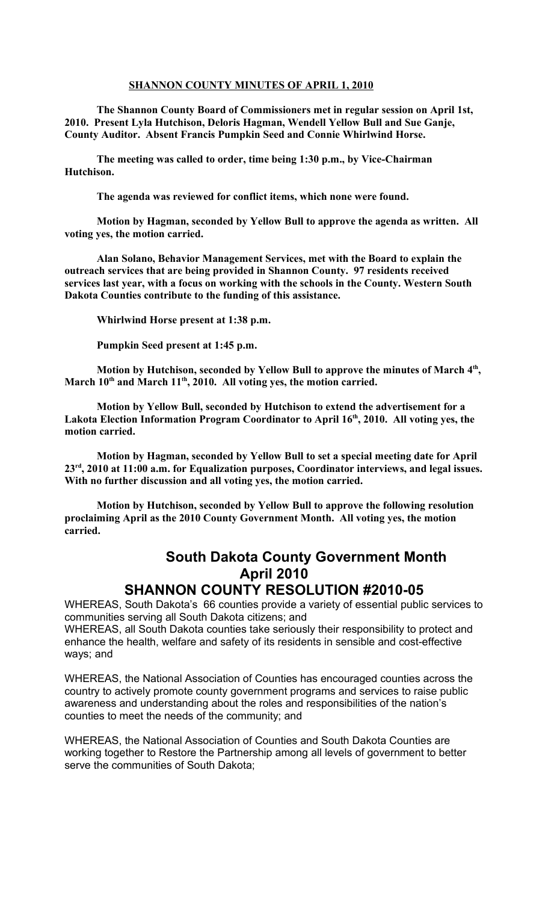## SHANNON COUNTY MINUTES OF APRIL 1, 2010

**The Shannon County Board of Commissioners met in regular session on April 1st, 2010. Present Lyla Hutchison, Deloris Hagman, Wendell Yellow Bull and Sue Ganje, County Auditor. Absent Francis Pumpkin Seed and Connie Whirlwind Horse.**

**The meeting was called to order, time being 1:30 p.m., by Vice-Chairman Hutchison.**

**The agenda was reviewed for conflict items, which none were found.**

**Motion by Hagman, seconded by Yellow Bull to approve the agenda as written. All voting yes, the motion carried.**

**Alan Solano, Behavior Management Services, met with the Board to explain the outreach services that are being provided in Shannon County. 97 residents received services last year, with a focus on working with the schools in the County. Western South Dakota Counties contribute to the funding of this assistance.**

**Whirlwind Horse present at 1:38 p.m.**

**Pumpkin Seed present at 1:45 p.m.**

**Motion by Hutchison, seconded by Yellow Bull to approve the minutes of March 4th, March 10th and March 11th, 2010. All voting yes, the motion carried.**

**Motion by Yellow Bull, seconded by Hutchison to extend the advertisement for a Lakota Election Information Program Coordinator to April 16th, 2010. All voting yes, the motion carried.**

**Motion by Hagman, seconded by Yellow Bull to set a special meeting date for April 23rd, 2010 at 11:00 a.m. for Equalization purposes, Coordinator interviews, and legal issues. With no further discussion and all voting yes, the motion carried.**

**Motion by Hutchison, seconded by Yellow Bull to approve the following resolution proclaiming April as the 2010 County Government Month. All voting yes, the motion carried.**

# South Dakota County Government Month
# April 2010
# SHANNON COUNTY RESOLUTION #2010-05

WHEREAS, South Dakota's 66 counties provide a variety of essential public services to communities serving all South Dakota citizens; and

WHEREAS, all South Dakota counties take seriously their responsibility to protect and enhance the health, welfare and safety of its residents in sensible and cost-effective ways; and

WHEREAS, the National Association of Counties has encouraged counties across the country to actively promote county government programs and services to raise public awareness and understanding about the roles and responsibilities of the nation's counties to meet the needs of the community; and

WHEREAS, the National Association of Counties and South Dakota Counties are working together to Restore the Partnership among all levels of government to better serve the communities of South Dakota;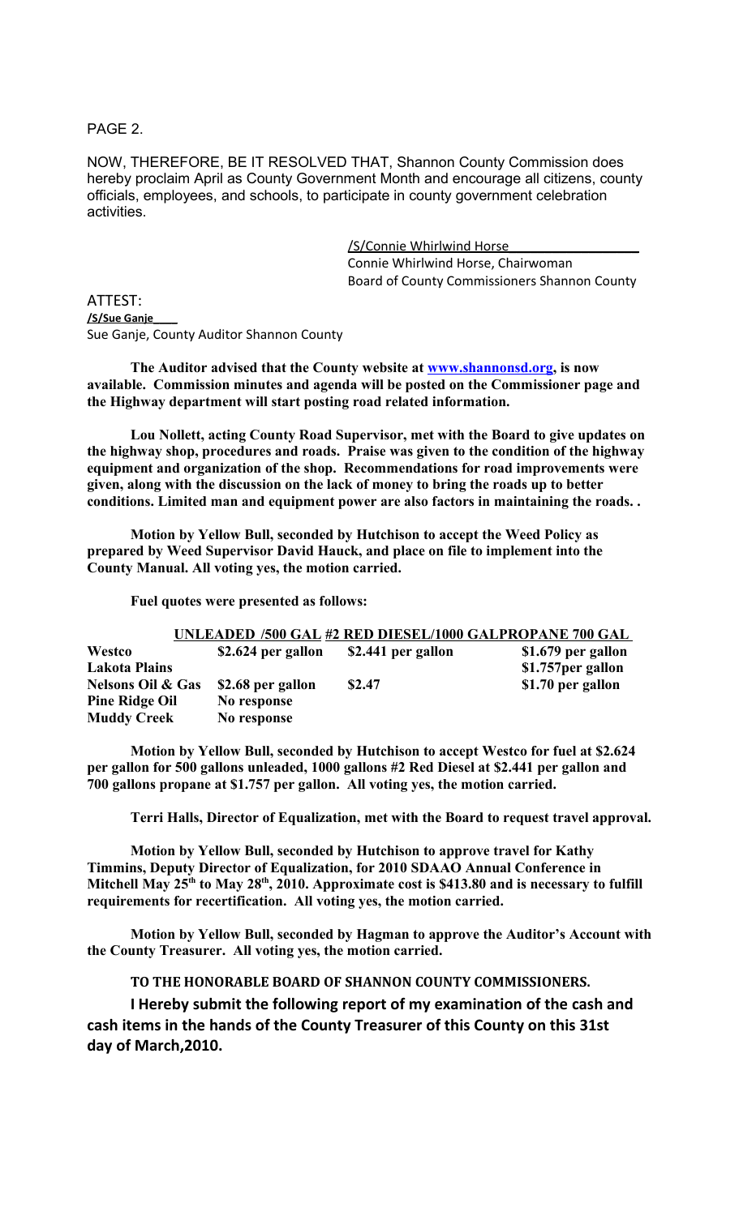PAGE 2.

NOW, THEREFORE, BE IT RESOLVED THAT, Shannon County Commission does hereby proclaim April as County Government Month and encourage all citizens, county officials, employees, and schools, to participate in county government celebration activities.

/S/Connie Whirlwind Horse
Connie Whirlwind Horse, Chairwoman
Board of County Commissioners Shannon County

ATTEST:
**/S/Sue Ganje**
Sue Ganje, County Auditor Shannon County

**The Auditor advised that the County website at www.shannonsd.org, is now available. Commission minutes and agenda will be posted on the Commissioner page and the Highway department will start posting road related information.**

**Lou Nollett, acting County Road Supervisor, met with the Board to give updates on the highway shop, procedures and roads. Praise was given to the condition of the highway equipment and organization of the shop. Recommendations for road improvements were given, along with the discussion on the lack of money to bring the roads up to better conditions. Limited man and equipment power are also factors in maintaining the roads. .**

**Motion by Yellow Bull, seconded by Hutchison to accept the Weed Policy as prepared by Weed Supervisor David Hauck, and place on file to implement into the County Manual. All voting yes, the motion carried.**

**Fuel quotes were presented as follows:**

| | **UNLEADED /500 GAL** | **#2 RED DIESEL/1000 GAL** | **PROPANE 700 GAL** |
|---|---|---|---|
| **Westco** | **\$2.624 per gallon** | **\$2.441 per gallon** | **\$1.679 per gallon** |
| **Lakota Plains** | | | **\$1.757per gallon** |
| **Nelsons Oil & Gas** | **\$2.68 per gallon** | **\$2.47** | **\$1.70 per gallon** |
| **Pine Ridge Oil** | **No response** | | |
| **Muddy Creek** | **No response** | | |

**Motion by Yellow Bull, seconded by Hutchison to accept Westco for fuel at \$2.624 per gallon for 500 gallons unleaded, 1000 gallons #2 Red Diesel at \$2.441 per gallon and 700 gallons propane at \$1.757 per gallon. All voting yes, the motion carried.**

**Terri Halls, Director of Equalization, met with the Board to request travel approval.**

**Motion by Yellow Bull, seconded by Hutchison to approve travel for Kathy Timmins, Deputy Director of Equalization, for 2010 SDAAO Annual Conference in Mitchell May 25th to May 28th, 2010. Approximate cost is \$413.80 and is necessary to fulfill requirements for recertification. All voting yes, the motion carried.**

**Motion by Yellow Bull, seconded by Hagman to approve the Auditor's Account with the County Treasurer. All voting yes, the motion carried.**

**TO THE HONORABLE BOARD OF SHANNON COUNTY COMMISSIONERS.**

**I Hereby submit the following report of my examination of the cash and cash items in the hands of the County Treasurer of this County on this 31st day of March,2010.**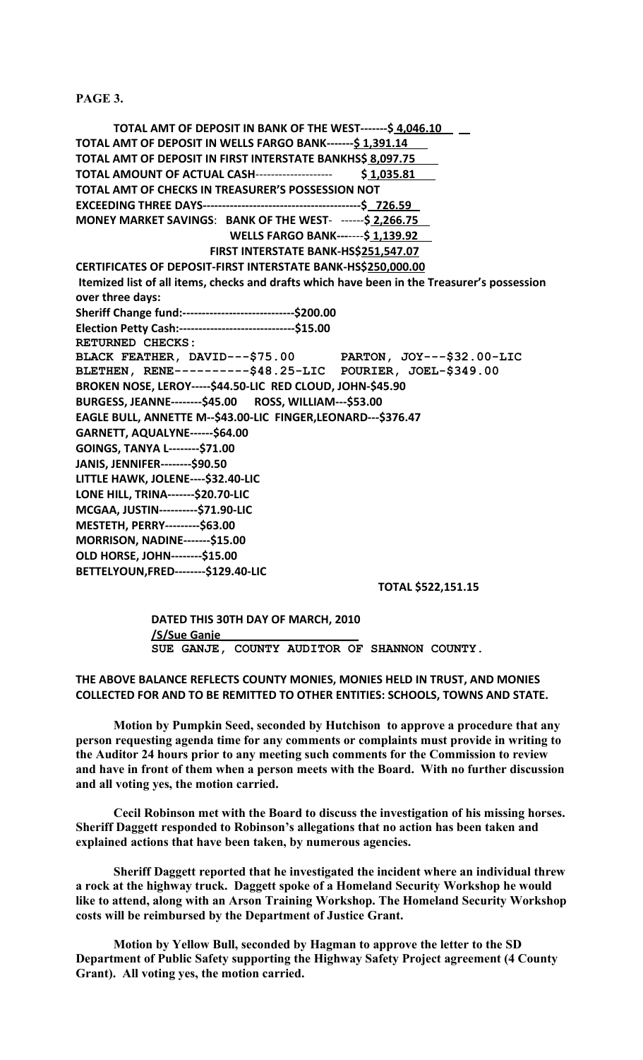**TOTAL AMT OF DEPOSIT IN BANK OF THE WEST-------$ 4,046.10**
**TOTAL AMT OF DEPOSIT IN WELLS FARGO BANK-------$ 1,391.14**
**TOTAL AMT OF DEPOSIT IN FIRST INTERSTATE BANKHS$ 8,097.75**
**TOTAL AMOUNT OF ACTUAL CASH**-------------------- **$ 1,035.81**
**TOTAL AMT OF CHECKS IN TREASURER'S POSSESSION NOT EXCEEDING THREE DAYS-----------------------------------------$ 726.59**
**MONEY MARKET SAVINGS: BANK OF THE WEST- ------$ 2,266.75**
**WELLS FARGO BANK-------$ 1,139.92**
**FIRST INTERSTATE BANK-HS$251,547.07**
**CERTIFICATES OF DEPOSIT-FIRST INTERSTATE BANK-HS$250,000.00**
**Itemized list of all items, checks and drafts which have been in the Treasurer's possession over three days:**
**Sheriff Change fund:-----------------------------$200.00**
**Election Petty Cash:------------------------------$15.00**
**RETURNED CHECKS:**
**BLACK FEATHER, DAVID---$75.00** **PARTON, JOY---$32.00-LIC**
**BLETHEN, RENE----------$48.25-LIC** **POURIER, JOEL-$349.00**
**BROKEN NOSE, LEROY-----$44.50-LIC** **RED CLOUD, JOHN-$45.90**
**BURGESS, JEANNE--------$45.00** **ROSS, WILLIAM---$53.00**
**EAGLE BULL, ANNETTE M--$43.00-LIC** **FINGER,LEONARD---$376.47**
**GARNETT, AQUALYNE------$64.00**
**GOINGS, TANYA L--------$71.00**
**JANIS, JENNIFER--------$90.50**
**LITTLE HAWK, JOLENE----$32.40-LIC**
**LONE HILL, TRINA-------$20.70-LIC**
**MCGAA, JUSTIN----------$71.90-LIC**
**MESTETH, PERRY---------$63.00**
**MORRISON, NADINE-------$15.00**
**OLD HORSE, JOHN--------$15.00**
**BETTELYOUN,FRED--------$129.40-LIC**

**TOTAL $522,151.15**

**DATED THIS 30TH DAY OF MARCH, 2010**
**/S/Sue Ganje**
**SUE GANJE, COUNTY AUDITOR OF SHANNON COUNTY.**

**THE ABOVE BALANCE REFLECTS COUNTY MONIES, MONIES HELD IN TRUST, AND MONIES COLLECTED FOR AND TO BE REMITTED TO OTHER ENTITIES: SCHOOLS, TOWNS AND STATE.**

**Motion by Pumpkin Seed, seconded by Hutchison to approve a procedure that any person requesting agenda time for any comments or complaints must provide in writing to the Auditor 24 hours prior to any meeting such comments for the Commission to review and have in front of them when a person meets with the Board. With no further discussion and all voting yes, the motion carried.**

**Cecil Robinson met with the Board to discuss the investigation of his missing horses. Sheriff Daggett responded to Robinson's allegations that no action has been taken and explained actions that have been taken, by numerous agencies.**

**Sheriff Daggett reported that he investigated the incident where an individual threw a rock at the highway truck. Daggett spoke of a Homeland Security Workshop he would like to attend, along with an Arson Training Workshop. The Homeland Security Workshop costs will be reimbursed by the Department of Justice Grant.**

**Motion by Yellow Bull, seconded by Hagman to approve the letter to the SD Department of Public Safety supporting the Highway Safety Project agreement (4 County Grant). All voting yes, the motion carried.**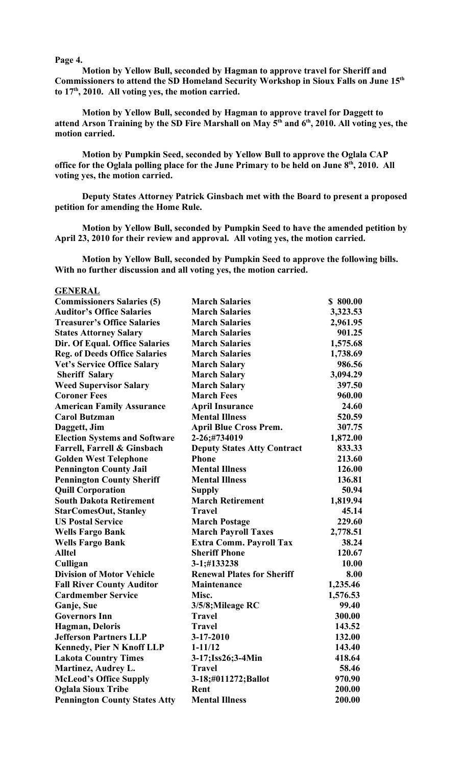**Page 4.**

**Motion by Yellow Bull, seconded by Hagman to approve travel for Sheriff and Commissioners to attend the SD Homeland Security Workshop in Sioux Falls on June 15th to 17th, 2010. All voting yes, the motion carried.**

**Motion by Yellow Bull, seconded by Hagman to approve travel for Daggett to attend Arson Training by the SD Fire Marshall on May 5th and 6th, 2010. All voting yes, the motion carried.**

**Motion by Pumpkin Seed, seconded by Yellow Bull to approve the Oglala CAP office for the Oglala polling place for the June Primary to be held on June 8th, 2010. All voting yes, the motion carried.**

**Deputy States Attorney Patrick Ginsbach met with the Board to present a proposed petition for amending the Home Rule.**

**Motion by Yellow Bull, seconded by Pumpkin Seed to have the amended petition by April 23, 2010 for their review and approval. All voting yes, the motion carried.**

**Motion by Yellow Bull, seconded by Pumpkin Seed to approve the following bills. With no further discussion and all voting yes, the motion carried.**

**GENERAL**

| | | |
|---|---|---|
| **Commissioners Salaries (5)** | **March Salaries** | **$ 800.00** |
| **Auditor's Office Salaries** | **March Salaries** | **3,323.53** |
| **Treasurer's Office Salaries** | **March Salaries** | **2,961.95** |
| **States Attorney Salary** | **March Salaries** | **901.25** |
| **Dir. Of Equal. Office Salaries** | **March Salaries** | **1,575.68** |
| **Reg. of Deeds Office Salaries** | **March Salaries** | **1,738.69** |
| **Vet's Service Office Salary** | **March Salary** | **986.56** |
| **Sheriff Salary** | **March Salary** | **3,094.29** |
| **Weed Supervisor Salary** | **March Salary** | **397.50** |
| **Coroner Fees** | **March Fees** | **960.00** |
| **American Family Assurance** | **April Insurance** | **24.60** |
| **Carol Butzman** | **Mental Illness** | **520.59** |
| **Daggett, Jim** | **April Blue Cross Prem.** | **307.75** |
| **Election Systems and Software** | **2-26;#734019** | **1,872.00** |
| **Farrell, Farrell & Ginsbach** | **Deputy States Atty Contract** | **833.33** |
| **Golden West Telephone** | **Phone** | **213.60** |
| **Pennington County Jail** | **Mental Illness** | **126.00** |
| **Pennington County Sheriff** | **Mental Illness** | **136.81** |
| **Quill Corporation** | **Supply** | **50.94** |
| **South Dakota Retirement** | **March Retirement** | **1,819.94** |
| **StarComesOut, Stanley** | **Travel** | **45.14** |
| **US Postal Service** | **March Postage** | **229.60** |
| **Wells Fargo Bank** | **March Payroll Taxes** | **2,778.51** |
| **Wells Fargo Bank** | **Extra Comm. Payroll Tax** | **38.24** |
| **Alltel** | **Sheriff Phone** | **120.67** |
| **Culligan** | **3-1;#133238** | **10.00** |
| **Division of Motor Vehicle** | **Renewal Plates for Sheriff** | **8.00** |
| **Fall River County Auditor** | **Maintenance** | **1,235.46** |
| **Cardmember Service** | **Misc.** | **1,576.53** |
| **Ganje, Sue** | **3/5/8;Mileage RC** | **99.40** |
| **Governors Inn** | **Travel** | **300.00** |
| **Hagman, Deloris** | **Travel** | **143.52** |
| **Jefferson Partners LLP** | **3-17-2010** | **132.00** |
| **Kennedy, Pier N Knoff LLP** | **1-11/12** | **143.40** |
| **Lakota Country Times** | **3-17;Iss26;3-4Min** | **418.64** |
| **Martinez, Audrey L.** | **Travel** | **58.46** |
| **McLeod's Office Supply** | **3-18;#011272;Ballot** | **970.90** |
| **Oglala Sioux Tribe** | **Rent** | **200.00** |
| **Pennington County States Atty** | **Mental Illness** | **200.00** |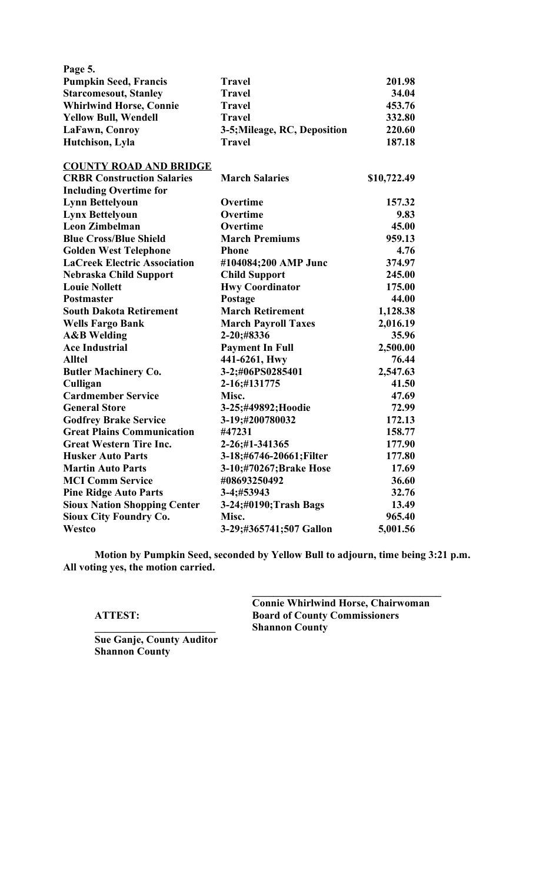Page 5.

| | | |
|---|---|---|
| **Pumpkin Seed, Francis** | **Travel** | **201.98** |
| **Starcomesout, Stanley** | **Travel** | **34.04** |
| **Whirlwind Horse, Connie** | **Travel** | **453.76** |
| **Yellow Bull, Wendell** | **Travel** | **332.80** |
| **LaFawn, Conroy** | **3-5;Mileage, RC, Deposition** | **220.60** |
| **Hutchison, Lyla** | **Travel** | **187.18** |

**COUNTY ROAD AND BRIDGE**

| | | |
|---|---|---|
| **CRBR Construction Salaries** | **March Salaries** | **$10,722.49** |
| **Including Overtime for** | | |
| **Lynn Bettelyoun** | **Overtime** | **157.32** |
| **Lynx Bettelyoun** | **Overtime** | **9.83** |
| **Leon Zimbelman** | **Overtime** | **45.00** |
| **Blue Cross/Blue Shield** | **March Premiums** | **959.13** |
| **Golden West Telephone** | **Phone** | **4.76** |
| **LaCreek Electric Association** | **#104084;200 AMP Junc** | **374.97** |
| **Nebraska Child Support** | **Child Support** | **245.00** |
| **Louie Nollett** | **Hwy Coordinator** | **175.00** |
| **Postmaster** | **Postage** | **44.00** |
| **South Dakota Retirement** | **March Retirement** | **1,128.38** |
| **Wells Fargo Bank** | **March Payroll Taxes** | **2,016.19** |
| **A&B Welding** | **2-20;#8336** | **35.96** |
| **Ace Industrial** | **Payment In Full** | **2,500.00** |
| **Alltel** | **441-6261, Hwy** | **76.44** |
| **Butler Machinery Co.** | **3-2;#06PS0285401** | **2,547.63** |
| **Culligan** | **2-16;#131775** | **41.50** |
| **Cardmember Service** | **Misc.** | **47.69** |
| **General Store** | **3-25;#49892;Hoodie** | **72.99** |
| **Godfrey Brake Service** | **3-19;#200780032** | **172.13** |
| **Great Plains Communication** | **#47231** | **158.77** |
| **Great Western Tire Inc.** | **2-26;#1-341365** | **177.90** |
| **Husker Auto Parts** | **3-18;#6746-20661;Filter** | **177.80** |
| **Martin Auto Parts** | **3-10;#70267;Brake Hose** | **17.69** |
| **MCI Comm Service** | **#08693250492** | **36.60** |
| **Pine Ridge Auto Parts** | **3-4;#53943** | **32.76** |
| **Sioux Nation Shopping Center** | **3-24;#0190;Trash Bags** | **13.49** |
| **Sioux City Foundry Co.** | **Misc.** | **965.40** |
| **Westco** | **3-29;#365741;507 Gallon** | **5,001.56** |

**Motion by Pumpkin Seed, seconded by Yellow Bull to adjourn, time being 3:21 p.m. All voting yes, the motion carried.**

**___________________________________**
**Connie Whirlwind Horse, Chairwoman**
**Board of County Commissioners**
**Shannon County**

**ATTEST:**

**______________________**
**Sue Ganje, County Auditor**
**Shannon County**